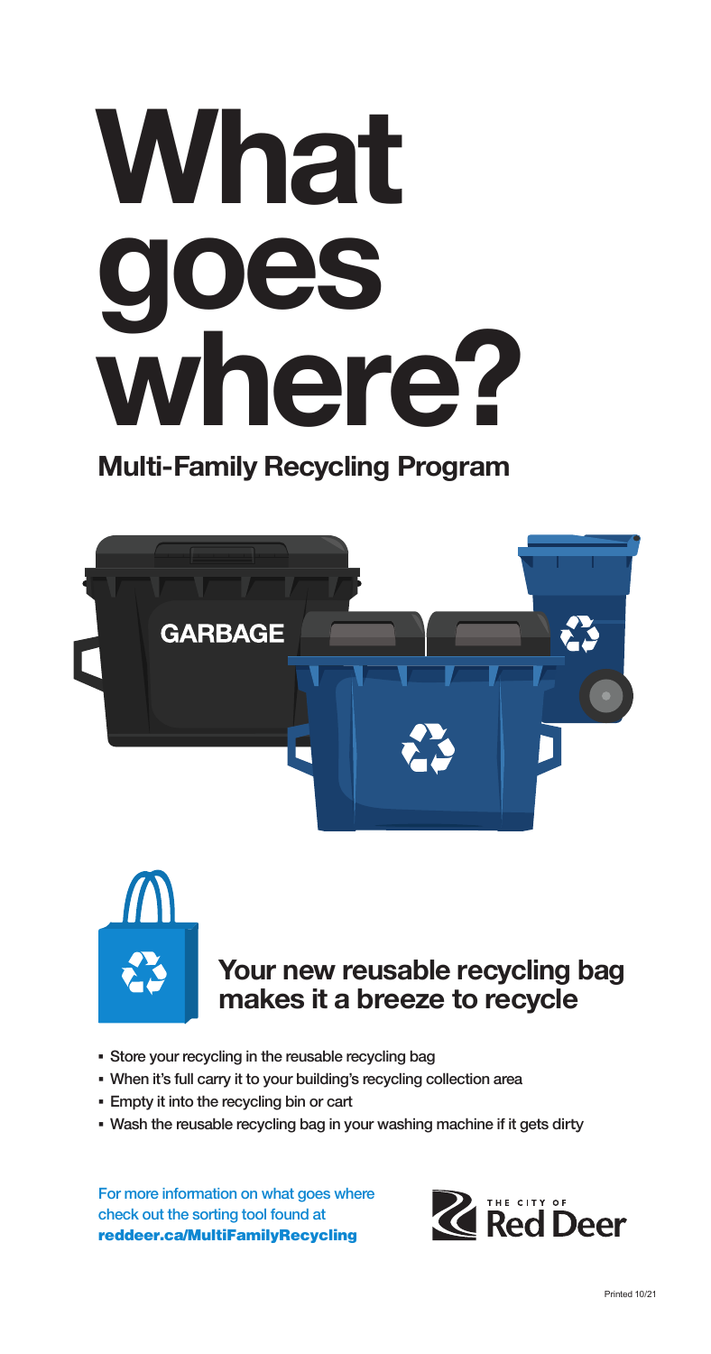# What goes where?

## Multi-Family Recycling Program

GARBAGE

### Your new reusable recycling bag makes it a breeze to recycle

- Store your recycling in the reusable recycling bag
- When it's full carry it to your building's recycling collection area
- Empty it into the recycling bin or cart
- Wash the reusable recycling bag in your washing machine if it gets dirty

For more information on what goes where check out the sorting tool found at **reddeer.ca/MultiFamilyRecycling**

THE CITY OF Red Deer

Printed 10/21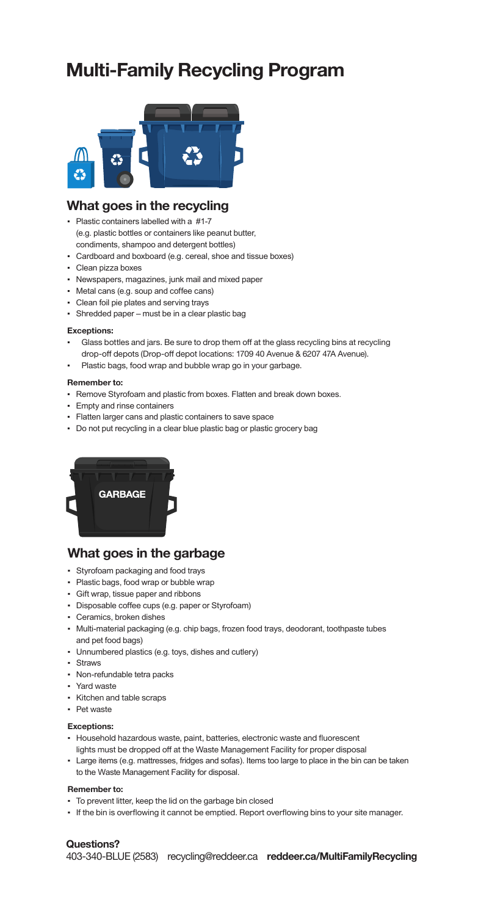# Multi-Family Recycling Program

## What goes in the recycling

- Plastic containers labelled with a #1-7 (e.g. plastic bottles or containers like peanut butter, condiments, shampoo and detergent bottles)
- Cardboard and boxboard (e.g. cereal, shoe and tissue boxes)
- Clean pizza boxes
- Newspapers, magazines, junk mail and mixed paper
- Metal cans (e.g. soup and coffee cans)
- Clean foil pie plates and serving trays
- Shredded paper – must be in a clear plastic bag

**Exceptions:**

- Glass bottles and jars. Be sure to drop them off at the glass recycling bins at recycling drop-off depots (Drop-off depot locations: 1709 40 Avenue & 6207 47A Avenue).
- Plastic bags, food wrap and bubble wrap go in your garbage.

**Remember to:**

- Remove Styrofoam and plastic from boxes. Flatten and break down boxes.
- Empty and rinse containers
- Flatten larger cans and plastic containers to save space
- Do not put recycling in a clear blue plastic bag or plastic grocery bag

GARBAGE

## What goes in the garbage

- Styrofoam packaging and food trays
- Plastic bags, food wrap or bubble wrap
- Gift wrap, tissue paper and ribbons
- Disposable coffee cups (e.g. paper or Styrofoam)
- Ceramics, broken dishes
- Multi-material packaging (e.g. chip bags, frozen food trays, deodorant, toothpaste tubes and pet food bags)
- Unnumbered plastics (e.g. toys, dishes and cutlery)
- Straws
- Non-refundable tetra packs
- Yard waste
- Kitchen and table scraps
- Pet waste

**Exceptions:**

- Household hazardous waste, paint, batteries, electronic waste and fluorescent lights must be dropped off at the Waste Management Facility for proper disposal
- Large items (e.g. mattresses, fridges and sofas). Items too large to place in the bin can be taken to the Waste Management Facility for disposal.

**Remember to:**

- To prevent litter, keep the lid on the garbage bin closed
- If the bin is overflowing it cannot be emptied. Report overflowing bins to your site manager.

**Questions?**

403-340-BLUE (2583) recycling@reddeer.ca **reddeer.ca/MultiFamilyRecycling**